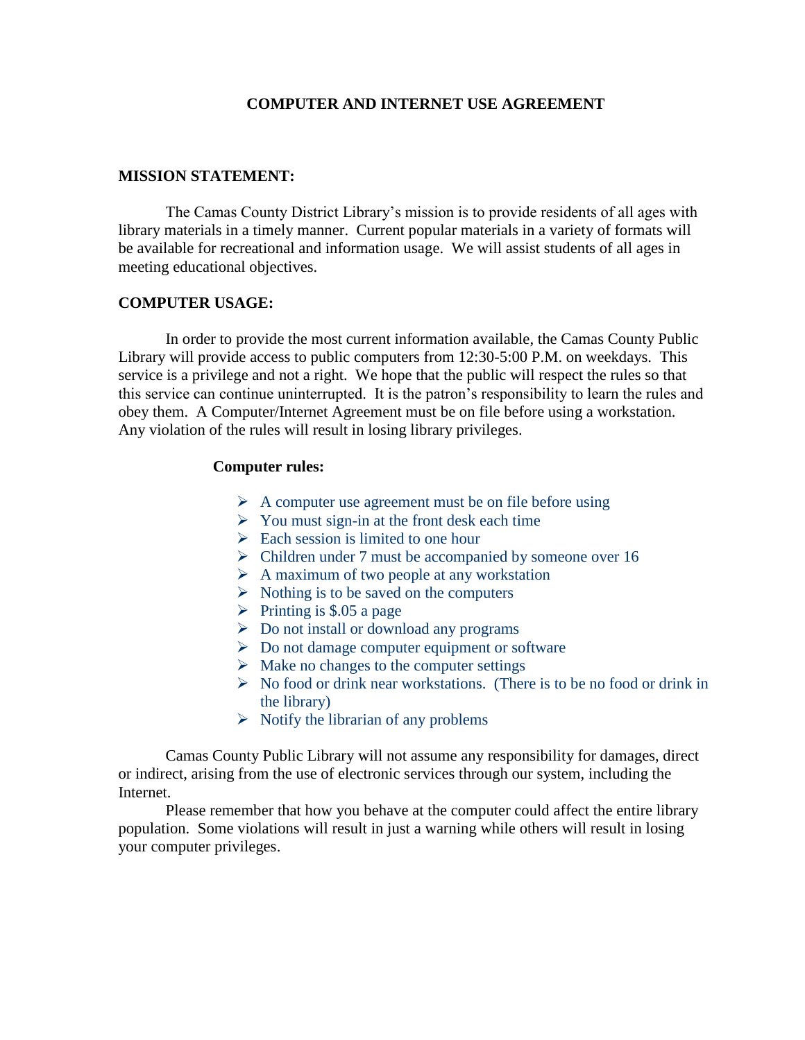# COMPUTER AND INTERNET USE AGREEMENT

## MISSION STATEMENT:

The Camas County District Library's mission is to provide residents of all ages with library materials in a timely manner. Current popular materials in a variety of formats will be available for recreational and information usage. We will assist students of all ages in meeting educational objectives.

## COMPUTER USAGE:

In order to provide the most current information available, the Camas County Public Library will provide access to public computers from 12:30-5:00 P.M. on weekdays. This service is a privilege and not a right. We hope that the public will respect the rules so that this service can continue uninterrupted. It is the patron's responsibility to learn the rules and obey them. A Computer/Internet Agreement must be on file before using a workstation. Any violation of the rules will result in losing library privileges.

### Computer rules:

- A computer use agreement must be on file before using
- You must sign-in at the front desk each time
- Each session is limited to one hour
- Children under 7 must be accompanied by someone over 16
- A maximum of two people at any workstation
- Nothing is to be saved on the computers
- Printing is $.05 a page
- Do not install or download any programs
- Do not damage computer equipment or software
- Make no changes to the computer settings
- No food or drink near workstations. (There is to be no food or drink in the library)
- Notify the librarian of any problems

Camas County Public Library will not assume any responsibility for damages, direct or indirect, arising from the use of electronic services through our system, including the Internet.

Please remember that how you behave at the computer could affect the entire library population. Some violations will result in just a warning while others will result in losing your computer privileges.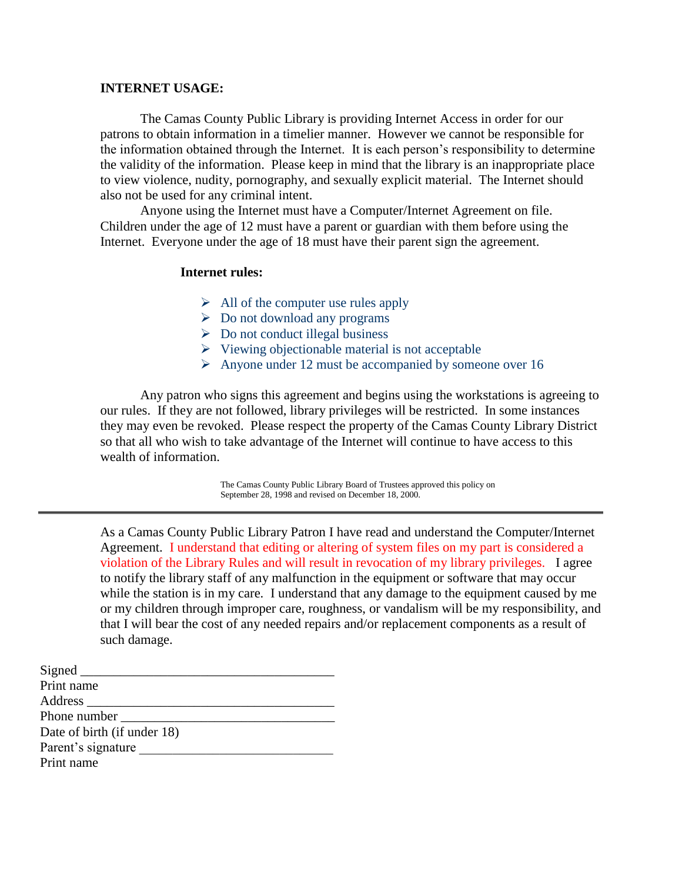**INTERNET USAGE:**

The Camas County Public Library is providing Internet Access in order for our patrons to obtain information in a timelier manner. However we cannot be responsible for the information obtained through the Internet. It is each person's responsibility to determine the validity of the information. Please keep in mind that the library is an inappropriate place to view violence, nudity, pornography, and sexually explicit material. The Internet should also not be used for any criminal intent.

Anyone using the Internet must have a Computer/Internet Agreement on file. Children under the age of 12 must have a parent or guardian with them before using the Internet. Everyone under the age of 18 must have their parent sign the agreement.

**Internet rules:**

- All of the computer use rules apply
- Do not download any programs
- Do not conduct illegal business
- Viewing objectionable material is not acceptable
- Anyone under 12 must be accompanied by someone over 16

Any patron who signs this agreement and begins using the workstations is agreeing to our rules. If they are not followed, library privileges will be restricted. In some instances they may even be revoked. Please respect the property of the Camas County Library District so that all who wish to take advantage of the Internet will continue to have access to this wealth of information.

The Camas County Public Library Board of Trustees approved this policy on September 28, 1998 and revised on December 18, 2000.

---

As a Camas County Public Library Patron I have read and understand the Computer/Internet Agreement. I understand that editing or altering of system files on my part is considered a violation of the Library Rules and will result in revocation of my library privileges. I agree to notify the library staff of any malfunction in the equipment or software that may occur while the station is in my care. I understand that any damage to the equipment caused by me or my children through improper care, roughness, or vandalism will be my responsibility, and that I will bear the cost of any needed repairs and/or replacement components as a result of such damage.

Signed ___________________________________

Print name

Address ___________________________________

Phone number ______________________________

Date of birth (if under 18)

Parent's signature ___________________________

Print name